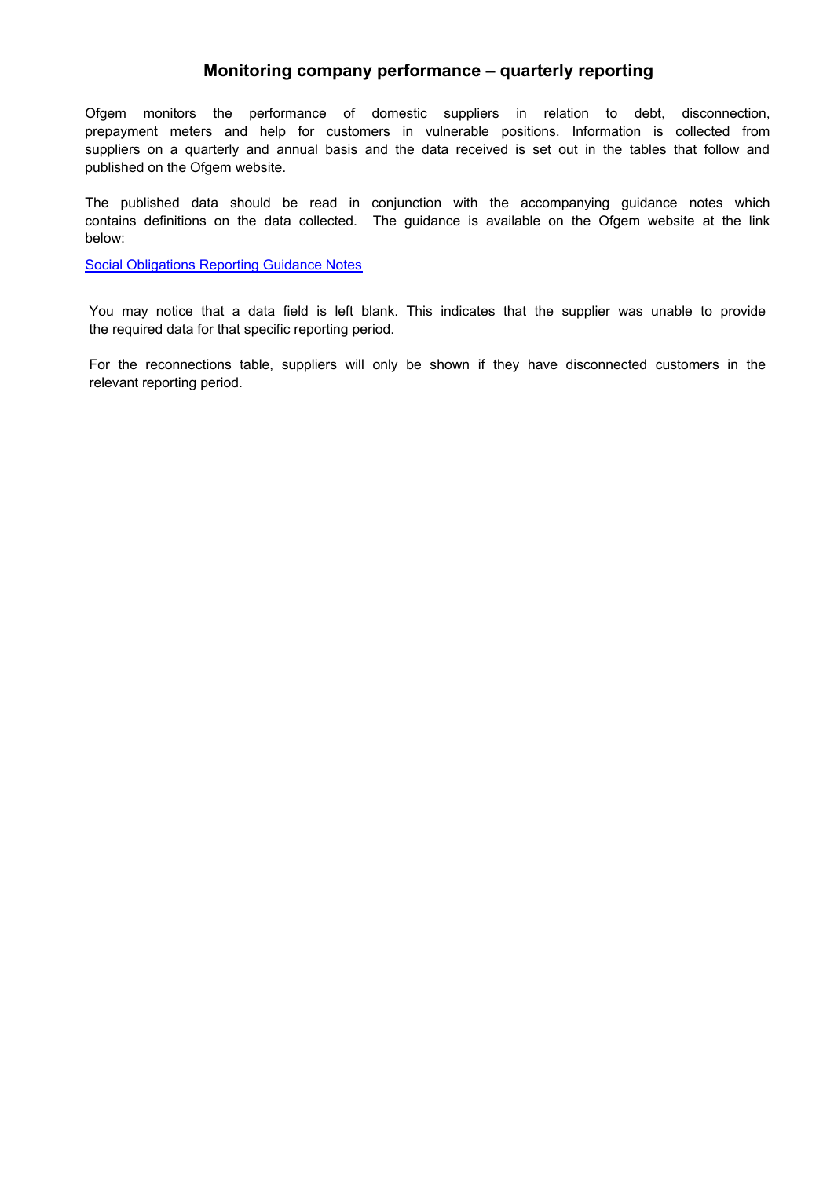# Monitoring company performance – quarterly reporting

Ofgem monitors the performance of domestic suppliers in relation to debt, disconnection, prepayment meters and help for customers in vulnerable positions. Information is collected from suppliers on a quarterly and annual basis and the data received is set out in the tables that follow and published on the Ofgem website.

The published data should be read in conjunction with the accompanying guidance notes which contains definitions on the data collected. The guidance is available on the Ofgem website at the link below:

Social Obligations Reporting Guidance Notes

You may notice that a data field is left blank. This indicates that the supplier was unable to provide the required data for that specific reporting period.

For the reconnections table, suppliers will only be shown if they have disconnected customers in the relevant reporting period.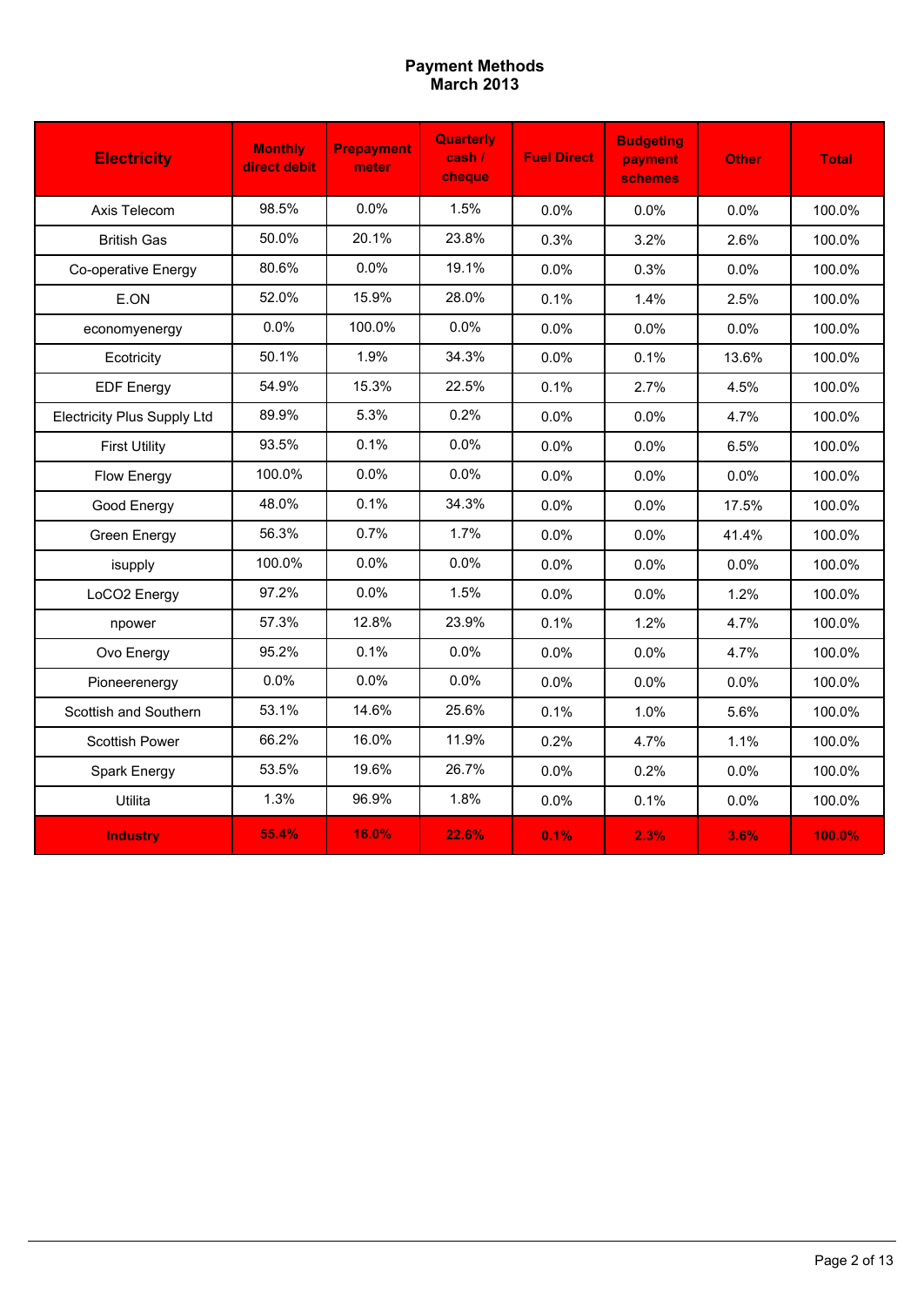# Payment Methods
## March 2013

| Electricity | Monthly direct debit | Prepayment meter | Quarterly cash / cheque | Fuel Direct | Budgeting payment schemes | Other | Total |
|---|---|---|---|---|---|---|---|
| Axis Telecom | 98.5% | 0.0% | 1.5% | 0.0% | 0.0% | 0.0% | 100.0% |
| British Gas | 50.0% | 20.1% | 23.8% | 0.3% | 3.2% | 2.6% | 100.0% |
| Co-operative Energy | 80.6% | 0.0% | 19.1% | 0.0% | 0.3% | 0.0% | 100.0% |
| E.ON | 52.0% | 15.9% | 28.0% | 0.1% | 1.4% | 2.5% | 100.0% |
| economyenergy | 0.0% | 100.0% | 0.0% | 0.0% | 0.0% | 0.0% | 100.0% |
| Ecotricity | 50.1% | 1.9% | 34.3% | 0.0% | 0.1% | 13.6% | 100.0% |
| EDF Energy | 54.9% | 15.3% | 22.5% | 0.1% | 2.7% | 4.5% | 100.0% |
| Electricity Plus Supply Ltd | 89.9% | 5.3% | 0.2% | 0.0% | 0.0% | 4.7% | 100.0% |
| First Utility | 93.5% | 0.1% | 0.0% | 0.0% | 0.0% | 6.5% | 100.0% |
| Flow Energy | 100.0% | 0.0% | 0.0% | 0.0% | 0.0% | 0.0% | 100.0% |
| Good Energy | 48.0% | 0.1% | 34.3% | 0.0% | 0.0% | 17.5% | 100.0% |
| Green Energy | 56.3% | 0.7% | 1.7% | 0.0% | 0.0% | 41.4% | 100.0% |
| isupply | 100.0% | 0.0% | 0.0% | 0.0% | 0.0% | 0.0% | 100.0% |
| LoCO2 Energy | 97.2% | 0.0% | 1.5% | 0.0% | 0.0% | 1.2% | 100.0% |
| npower | 57.3% | 12.8% | 23.9% | 0.1% | 1.2% | 4.7% | 100.0% |
| Ovo Energy | 95.2% | 0.1% | 0.0% | 0.0% | 0.0% | 4.7% | 100.0% |
| Pioneerenergy | 0.0% | 0.0% | 0.0% | 0.0% | 0.0% | 0.0% | 100.0% |
| Scottish and Southern | 53.1% | 14.6% | 25.6% | 0.1% | 1.0% | 5.6% | 100.0% |
| Scottish Power | 66.2% | 16.0% | 11.9% | 0.2% | 4.7% | 1.1% | 100.0% |
| Spark Energy | 53.5% | 19.6% | 26.7% | 0.0% | 0.2% | 0.0% | 100.0% |
| Utilita | 1.3% | 96.9% | 1.8% | 0.0% | 0.1% | 0.0% | 100.0% |
| **Industry** | **55.4%** | **16.0%** | **22.6%** | **0.1%** | **2.3%** | **3.6%** | **100.0%** |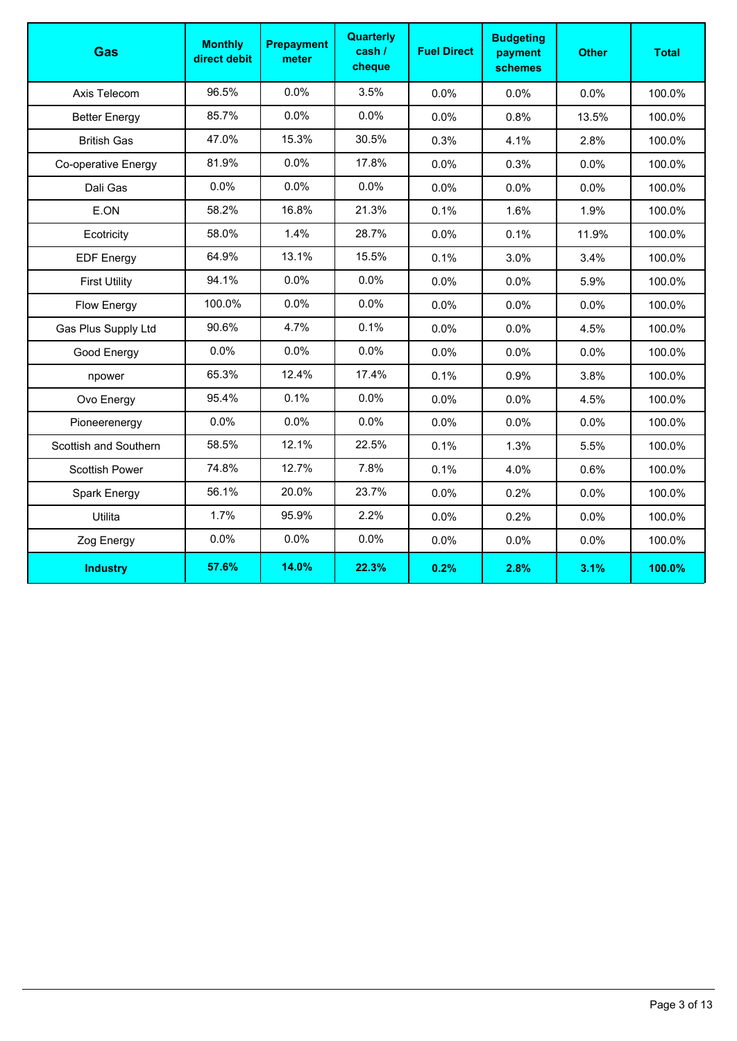| Gas | Monthly direct debit | Prepayment meter | Quarterly cash / cheque | Fuel Direct | Budgeting payment schemes | Other | Total |
|---|---|---|---|---|---|---|---|
| Axis Telecom | 96.5% | 0.0% | 3.5% | 0.0% | 0.0% | 0.0% | 100.0% |
| Better Energy | 85.7% | 0.0% | 0.0% | 0.0% | 0.8% | 13.5% | 100.0% |
| British Gas | 47.0% | 15.3% | 30.5% | 0.3% | 4.1% | 2.8% | 100.0% |
| Co-operative Energy | 81.9% | 0.0% | 17.8% | 0.0% | 0.3% | 0.0% | 100.0% |
| Dali Gas | 0.0% | 0.0% | 0.0% | 0.0% | 0.0% | 0.0% | 100.0% |
| E.ON | 58.2% | 16.8% | 21.3% | 0.1% | 1.6% | 1.9% | 100.0% |
| Ecotricity | 58.0% | 1.4% | 28.7% | 0.0% | 0.1% | 11.9% | 100.0% |
| EDF Energy | 64.9% | 13.1% | 15.5% | 0.1% | 3.0% | 3.4% | 100.0% |
| First Utility | 94.1% | 0.0% | 0.0% | 0.0% | 0.0% | 5.9% | 100.0% |
| Flow Energy | 100.0% | 0.0% | 0.0% | 0.0% | 0.0% | 0.0% | 100.0% |
| Gas Plus Supply Ltd | 90.6% | 4.7% | 0.1% | 0.0% | 0.0% | 4.5% | 100.0% |
| Good Energy | 0.0% | 0.0% | 0.0% | 0.0% | 0.0% | 0.0% | 100.0% |
| npower | 65.3% | 12.4% | 17.4% | 0.1% | 0.9% | 3.8% | 100.0% |
| Ovo Energy | 95.4% | 0.1% | 0.0% | 0.0% | 0.0% | 4.5% | 100.0% |
| Pioneerenergy | 0.0% | 0.0% | 0.0% | 0.0% | 0.0% | 0.0% | 100.0% |
| Scottish and Southern | 58.5% | 12.1% | 22.5% | 0.1% | 1.3% | 5.5% | 100.0% |
| Scottish Power | 74.8% | 12.7% | 7.8% | 0.1% | 4.0% | 0.6% | 100.0% |
| Spark Energy | 56.1% | 20.0% | 23.7% | 0.0% | 0.2% | 0.0% | 100.0% |
| Utilita | 1.7% | 95.9% | 2.2% | 0.0% | 0.2% | 0.0% | 100.0% |
| Zog Energy | 0.0% | 0.0% | 0.0% | 0.0% | 0.0% | 0.0% | 100.0% |
| **Industry** | **57.6%** | **14.0%** | **22.3%** | **0.2%** | **2.8%** | **3.1%** | **100.0%** |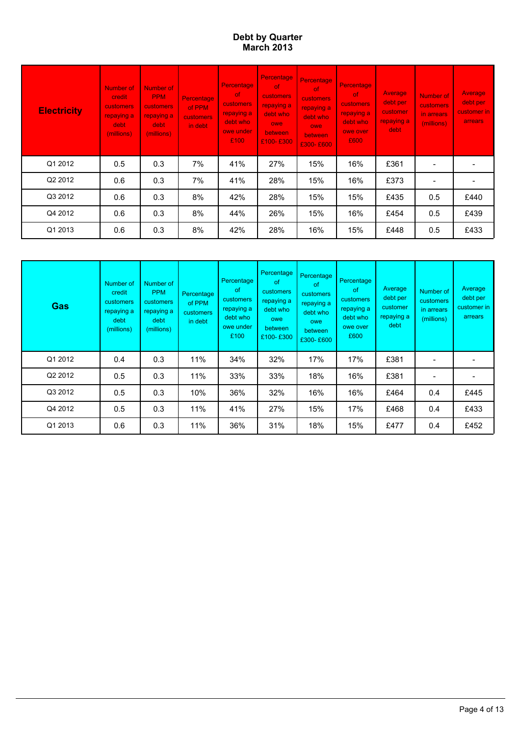# Debt by Quarter
## March 2013

| Electricity | Number of credit customers repaying a debt (millions) | Number of PPM customers repaying a debt (millions) | Percentage of PPM customers in debt | Percentage of customers repaying a debt who owe under £100 | Percentage of customers repaying a debt who owe between £100- £300 | Percentage of customers repaying a debt who owe between £300- £600 | Percentage of customers repaying a debt who owe over £600 | Average debt per customer repaying a debt | Number of customers in arrears (millions) | Average debt per customer in arrears |
|---|---|---|---|---|---|---|---|---|---|---|
| Q1 2012 | 0.5 | 0.3 | 7% | 41% | 27% | 15% | 16% | £361 | - | - |
| Q2 2012 | 0.6 | 0.3 | 7% | 41% | 28% | 15% | 16% | £373 | - | - |
| Q3 2012 | 0.6 | 0.3 | 8% | 42% | 28% | 15% | 15% | £435 | 0.5 | £440 |
| Q4 2012 | 0.6 | 0.3 | 8% | 44% | 26% | 15% | 16% | £454 | 0.5 | £439 |
| Q1 2013 | 0.6 | 0.3 | 8% | 42% | 28% | 16% | 15% | £448 | 0.5 | £433 |

| Gas | Number of credit customers repaying a debt (millions) | Number of PPM customers repaying a debt (millions) | Percentage of PPM customers in debt | Percentage of customers repaying a debt who owe under £100 | Percentage of customers repaying a debt who owe between £100- £300 | Percentage of customers repaying a debt who owe between £300- £600 | Percentage of customers repaying a debt who owe over £600 | Average debt per customer repaying a debt | Number of customers in arrears (millions) | Average debt per customer in arrears |
|---|---|---|---|---|---|---|---|---|---|---|
| Q1 2012 | 0.4 | 0.3 | 11% | 34% | 32% | 17% | 17% | £381 | - | - |
| Q2 2012 | 0.5 | 0.3 | 11% | 33% | 33% | 18% | 16% | £381 | - | - |
| Q3 2012 | 0.5 | 0.3 | 10% | 36% | 32% | 16% | 16% | £464 | 0.4 | £445 |
| Q4 2012 | 0.5 | 0.3 | 11% | 41% | 27% | 15% | 17% | £468 | 0.4 | £433 |
| Q1 2013 | 0.6 | 0.3 | 11% | 36% | 31% | 18% | 15% | £477 | 0.4 | £452 |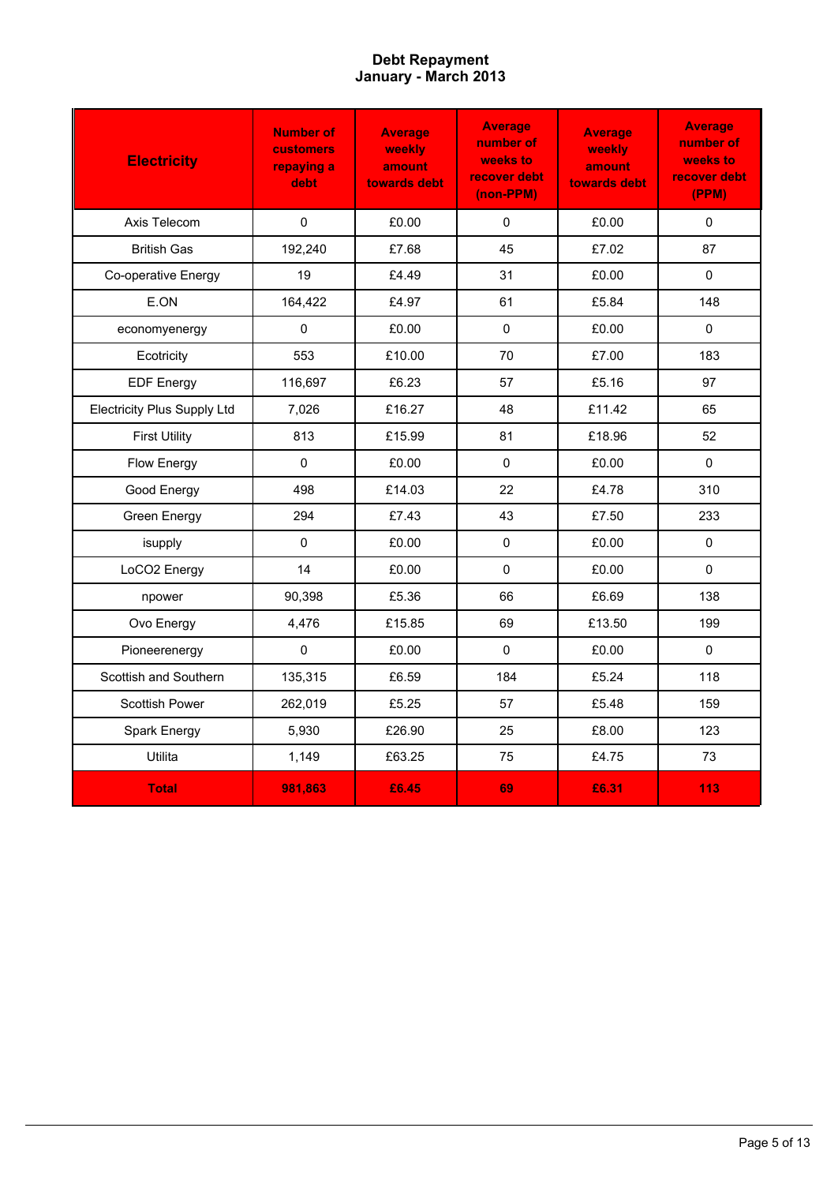# Debt Repayment
## January - March 2013

| Electricity | Number of customers repaying a debt | Average weekly amount towards debt | Average number of weeks to recover debt (non-PPM) | Average weekly amount towards debt | Average number of weeks to recover debt (PPM) |
|---|---|---|---|---|---|
| Axis Telecom | 0 | £0.00 | 0 | £0.00 | 0 |
| British Gas | 192,240 | £7.68 | 45 | £7.02 | 87 |
| Co-operative Energy | 19 | £4.49 | 31 | £0.00 | 0 |
| E.ON | 164,422 | £4.97 | 61 | £5.84 | 148 |
| economyenergy | 0 | £0.00 | 0 | £0.00 | 0 |
| Ecotricity | 553 | £10.00 | 70 | £7.00 | 183 |
| EDF Energy | 116,697 | £6.23 | 57 | £5.16 | 97 |
| Electricity Plus Supply Ltd | 7,026 | £16.27 | 48 | £11.42 | 65 |
| First Utility | 813 | £15.99 | 81 | £18.96 | 52 |
| Flow Energy | 0 | £0.00 | 0 | £0.00 | 0 |
| Good Energy | 498 | £14.03 | 22 | £4.78 | 310 |
| Green Energy | 294 | £7.43 | 43 | £7.50 | 233 |
| isupply | 0 | £0.00 | 0 | £0.00 | 0 |
| LoCO2 Energy | 14 | £0.00 | 0 | £0.00 | 0 |
| npower | 90,398 | £5.36 | 66 | £6.69 | 138 |
| Ovo Energy | 4,476 | £15.85 | 69 | £13.50 | 199 |
| Pioneerenergy | 0 | £0.00 | 0 | £0.00 | 0 |
| Scottish and Southern | 135,315 | £6.59 | 184 | £5.24 | 118 |
| Scottish Power | 262,019 | £5.25 | 57 | £5.48 | 159 |
| Spark Energy | 5,930 | £26.90 | 25 | £8.00 | 123 |
| Utilita | 1,149 | £63.25 | 75 | £4.75 | 73 |
| **Total** | **981,863** | **£6.45** | **69** | **£6.31** | **113** |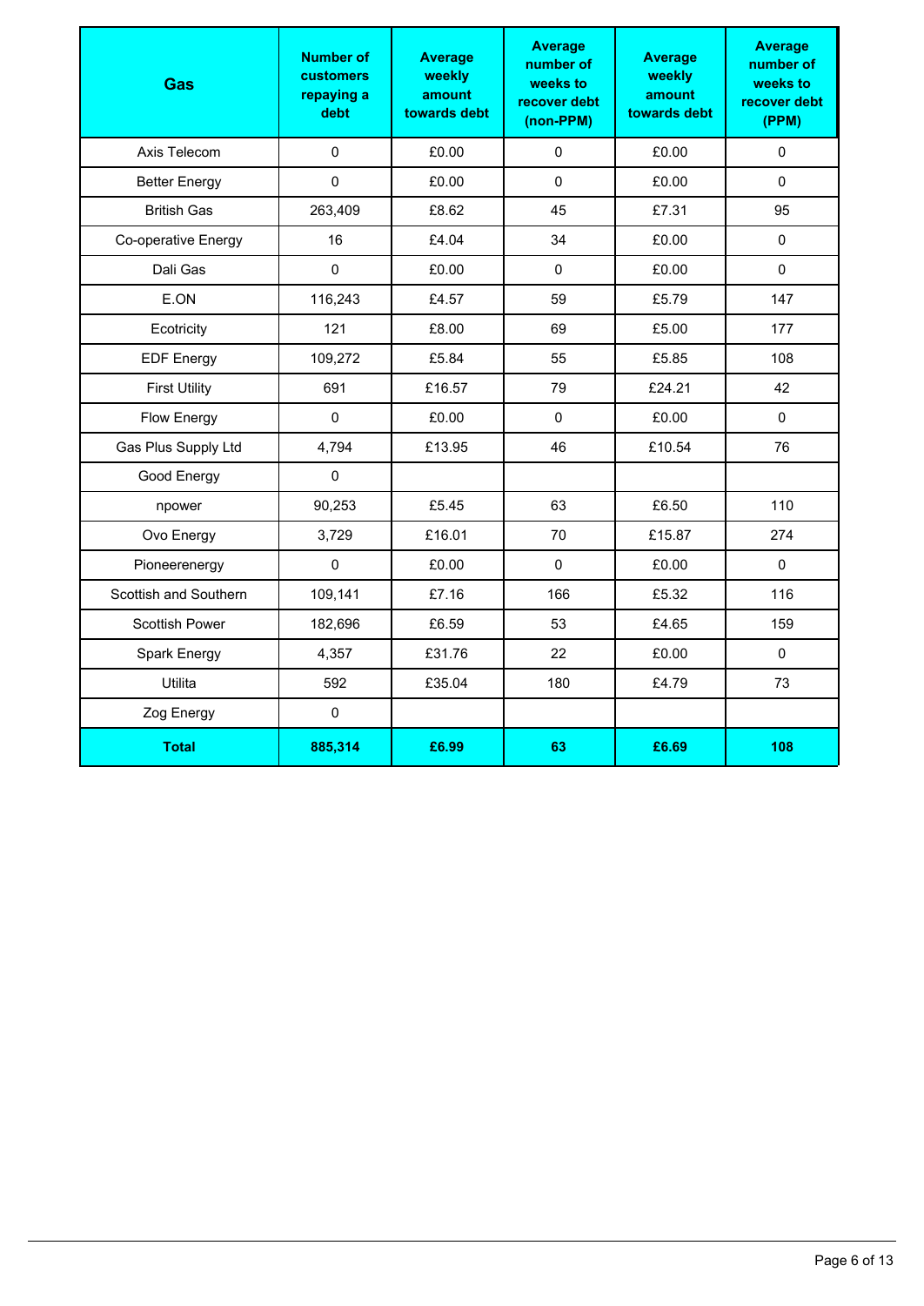| Gas | Number of customers repaying a debt | Average weekly amount towards debt | Average number of weeks to recover debt (non-PPM) | Average weekly amount towards debt | Average number of weeks to recover debt (PPM) |
|---|---|---|---|---|---|
| Axis Telecom | 0 | £0.00 | 0 | £0.00 | 0 |
| Better Energy | 0 | £0.00 | 0 | £0.00 | 0 |
| British Gas | 263,409 | £8.62 | 45 | £7.31 | 95 |
| Co-operative Energy | 16 | £4.04 | 34 | £0.00 | 0 |
| Dali Gas | 0 | £0.00 | 0 | £0.00 | 0 |
| E.ON | 116,243 | £4.57 | 59 | £5.79 | 147 |
| Ecotricity | 121 | £8.00 | 69 | £5.00 | 177 |
| EDF Energy | 109,272 | £5.84 | 55 | £5.85 | 108 |
| First Utility | 691 | £16.57 | 79 | £24.21 | 42 |
| Flow Energy | 0 | £0.00 | 0 | £0.00 | 0 |
| Gas Plus Supply Ltd | 4,794 | £13.95 | 46 | £10.54 | 76 |
| Good Energy | 0 | | | | |
| npower | 90,253 | £5.45 | 63 | £6.50 | 110 |
| Ovo Energy | 3,729 | £16.01 | 70 | £15.87 | 274 |
| Pioneerenergy | 0 | £0.00 | 0 | £0.00 | 0 |
| Scottish and Southern | 109,141 | £7.16 | 166 | £5.32 | 116 |
| Scottish Power | 182,696 | £6.59 | 53 | £4.65 | 159 |
| Spark Energy | 4,357 | £31.76 | 22 | £0.00 | 0 |
| Utilita | 592 | £35.04 | 180 | £4.79 | 73 |
| Zog Energy | 0 | | | | |
| **Total** | **885,314** | **£6.99** | **63** | **£6.69** | **108** |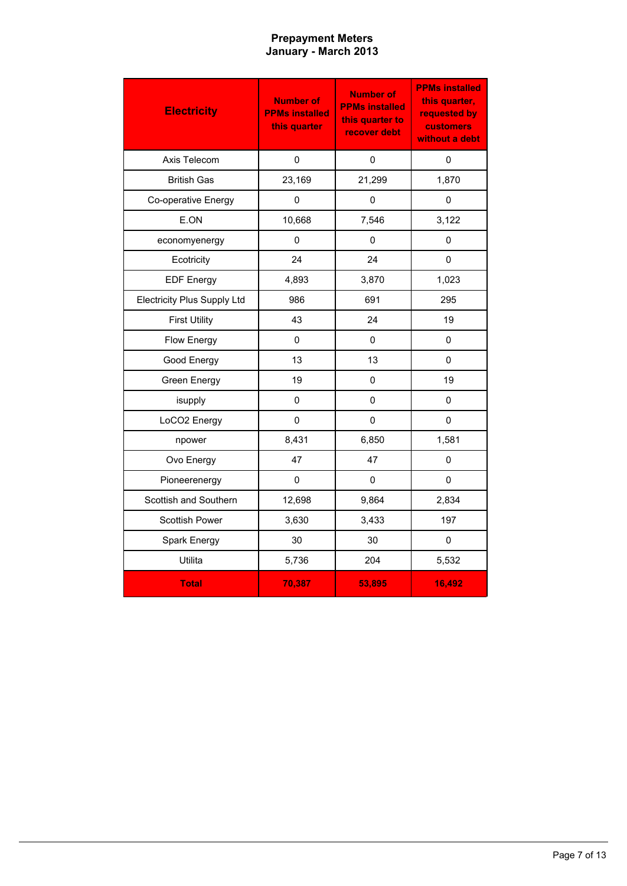## Prepayment Meters
## January - March 2013

| Electricity | Number of PPMs installed this quarter | Number of PPMs installed this quarter to recover debt | PPMs installed this quarter, requested by customers without a debt |
|---|---|---|---|
| Axis Telecom | 0 | 0 | 0 |
| British Gas | 23,169 | 21,299 | 1,870 |
| Co-operative Energy | 0 | 0 | 0 |
| E.ON | 10,668 | 7,546 | 3,122 |
| economyenergy | 0 | 0 | 0 |
| Ecotricity | 24 | 24 | 0 |
| EDF Energy | 4,893 | 3,870 | 1,023 |
| Electricity Plus Supply Ltd | 986 | 691 | 295 |
| First Utility | 43 | 24 | 19 |
| Flow Energy | 0 | 0 | 0 |
| Good Energy | 13 | 13 | 0 |
| Green Energy | 19 | 0 | 19 |
| isupply | 0 | 0 | 0 |
| LoCO2 Energy | 0 | 0 | 0 |
| npower | 8,431 | 6,850 | 1,581 |
| Ovo Energy | 47 | 47 | 0 |
| Pioneerenergy | 0 | 0 | 0 |
| Scottish and Southern | 12,698 | 9,864 | 2,834 |
| Scottish Power | 3,630 | 3,433 | 197 |
| Spark Energy | 30 | 30 | 0 |
| Utilita | 5,736 | 204 | 5,532 |
| **Total** | **70,387** | **53,895** | **16,492** |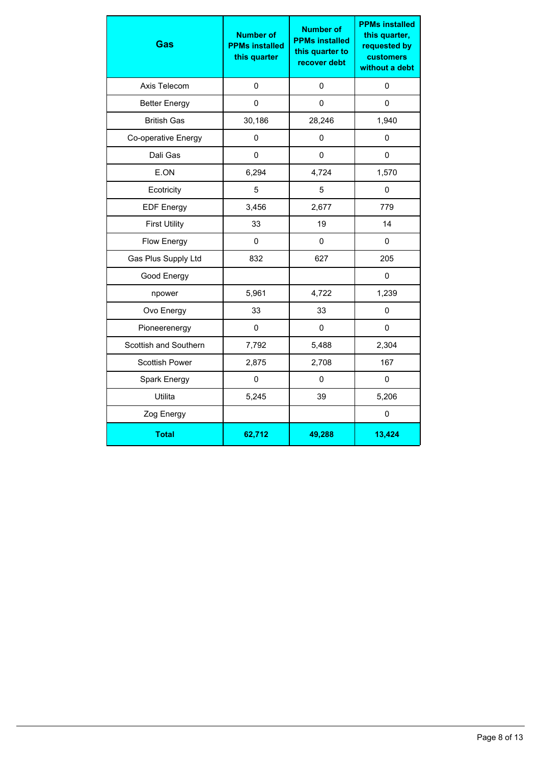| Gas | Number of PPMs installed this quarter | Number of PPMs installed this quarter to recover debt | PPMs installed this quarter, requested by customers without a debt |
|---|---|---|---|
| Axis Telecom | 0 | 0 | 0 |
| Better Energy | 0 | 0 | 0 |
| British Gas | 30,186 | 28,246 | 1,940 |
| Co-operative Energy | 0 | 0 | 0 |
| Dali Gas | 0 | 0 | 0 |
| E.ON | 6,294 | 4,724 | 1,570 |
| Ecotricity | 5 | 5 | 0 |
| EDF Energy | 3,456 | 2,677 | 779 |
| First Utility | 33 | 19 | 14 |
| Flow Energy | 0 | 0 | 0 |
| Gas Plus Supply Ltd | 832 | 627 | 205 |
| Good Energy | | | 0 |
| npower | 5,961 | 4,722 | 1,239 |
| Ovo Energy | 33 | 33 | 0 |
| Pioneerenergy | 0 | 0 | 0 |
| Scottish and Southern | 7,792 | 5,488 | 2,304 |
| Scottish Power | 2,875 | 2,708 | 167 |
| Spark Energy | 0 | 0 | 0 |
| Utilita | 5,245 | 39 | 5,206 |
| Zog Energy | | | 0 |
| **Total** | **62,712** | **49,288** | **13,424** |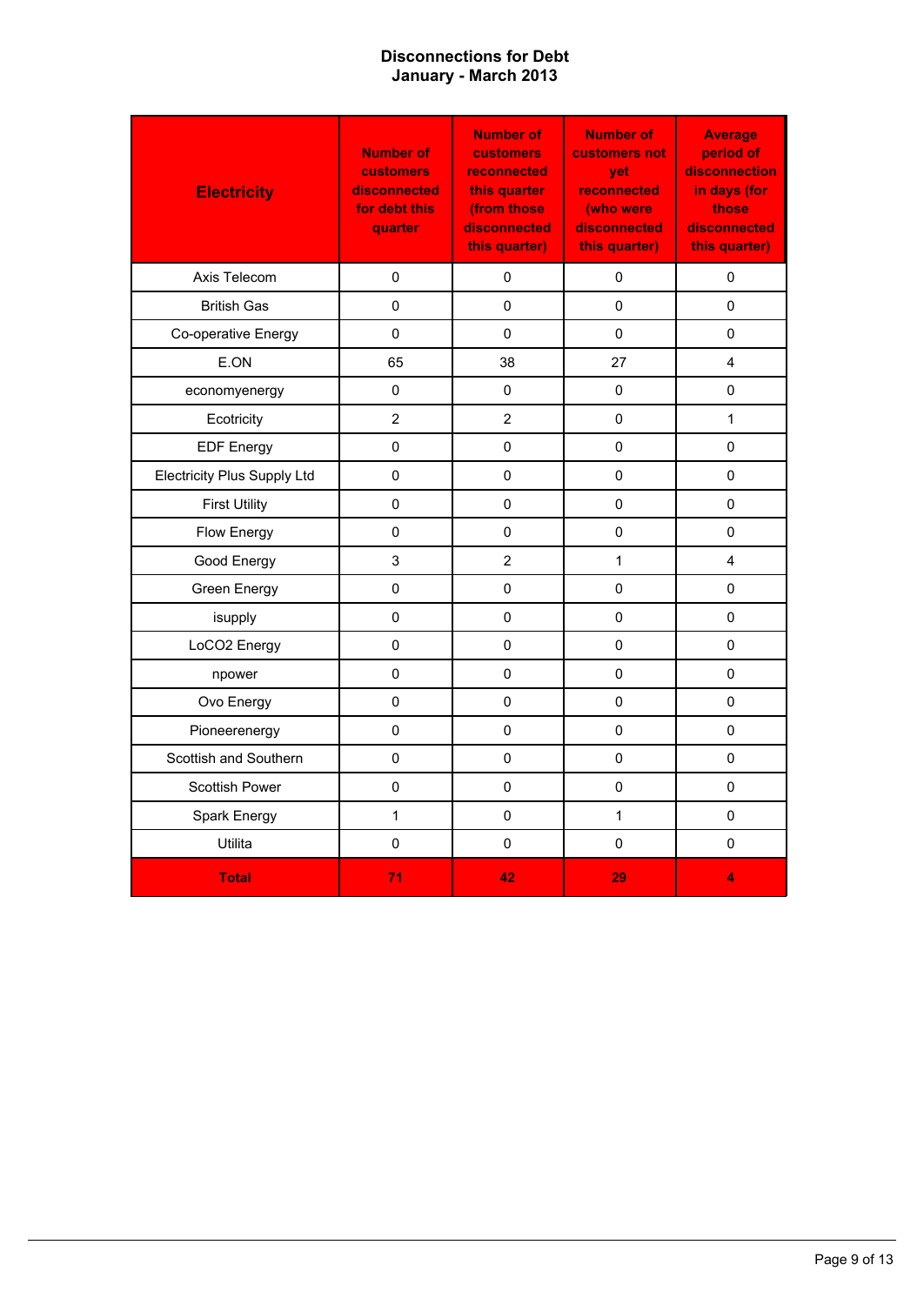# Disconnections for Debt
## January - March 2013

| Electricity | Number of customers disconnected for debt this quarter | Number of customers reconnected this quarter (from those disconnected this quarter) | Number of customers not yet reconnected (who were disconnected this quarter) | Average period of disconnection in days (for those disconnected this quarter) |
|---|---|---|---|---|
| Axis Telecom | 0 | 0 | 0 | 0 |
| British Gas | 0 | 0 | 0 | 0 |
| Co-operative Energy | 0 | 0 | 0 | 0 |
| E.ON | 65 | 38 | 27 | 4 |
| economyenergy | 0 | 0 | 0 | 0 |
| Ecotricity | 2 | 2 | 0 | 1 |
| EDF Energy | 0 | 0 | 0 | 0 |
| Electricity Plus Supply Ltd | 0 | 0 | 0 | 0 |
| First Utility | 0 | 0 | 0 | 0 |
| Flow Energy | 0 | 0 | 0 | 0 |
| Good Energy | 3 | 2 | 1 | 4 |
| Green Energy | 0 | 0 | 0 | 0 |
| isupply | 0 | 0 | 0 | 0 |
| LoCO2 Energy | 0 | 0 | 0 | 0 |
| npower | 0 | 0 | 0 | 0 |
| Ovo Energy | 0 | 0 | 0 | 0 |
| Pioneerenergy | 0 | 0 | 0 | 0 |
| Scottish and Southern | 0 | 0 | 0 | 0 |
| Scottish Power | 0 | 0 | 0 | 0 |
| Spark Energy | 1 | 0 | 1 | 0 |
| Utilita | 0 | 0 | 0 | 0 |
| **Total** | **71** | **42** | **29** | **4** |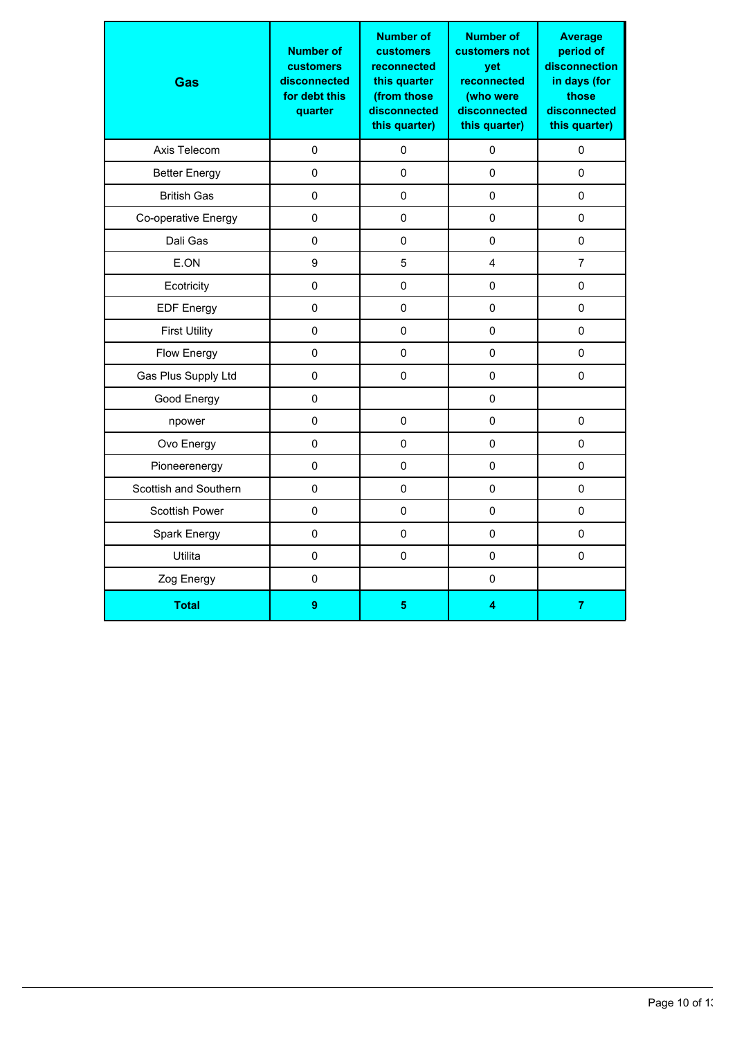| Gas | Number of customers disconnected for debt this quarter | Number of customers reconnected this quarter (from those disconnected this quarter) | Number of customers not yet reconnected (who were disconnected this quarter) | Average period of disconnection in days (for those disconnected this quarter) |
|---|---|---|---|---|
| Axis Telecom | 0 | 0 | 0 | 0 |
| Better Energy | 0 | 0 | 0 | 0 |
| British Gas | 0 | 0 | 0 | 0 |
| Co-operative Energy | 0 | 0 | 0 | 0 |
| Dali Gas | 0 | 0 | 0 | 0 |
| E.ON | 9 | 5 | 4 | 7 |
| Ecotricity | 0 | 0 | 0 | 0 |
| EDF Energy | 0 | 0 | 0 | 0 |
| First Utility | 0 | 0 | 0 | 0 |
| Flow Energy | 0 | 0 | 0 | 0 |
| Gas Plus Supply Ltd | 0 | 0 | 0 | 0 |
| Good Energy | 0 | | 0 | |
| npower | 0 | 0 | 0 | 0 |
| Ovo Energy | 0 | 0 | 0 | 0 |
| Pioneerenergy | 0 | 0 | 0 | 0 |
| Scottish and Southern | 0 | 0 | 0 | 0 |
| Scottish Power | 0 | 0 | 0 | 0 |
| Spark Energy | 0 | 0 | 0 | 0 |
| Utilita | 0 | 0 | 0 | 0 |
| Zog Energy | 0 | | 0 | |
| **Total** | **9** | **5** | **4** | **7** |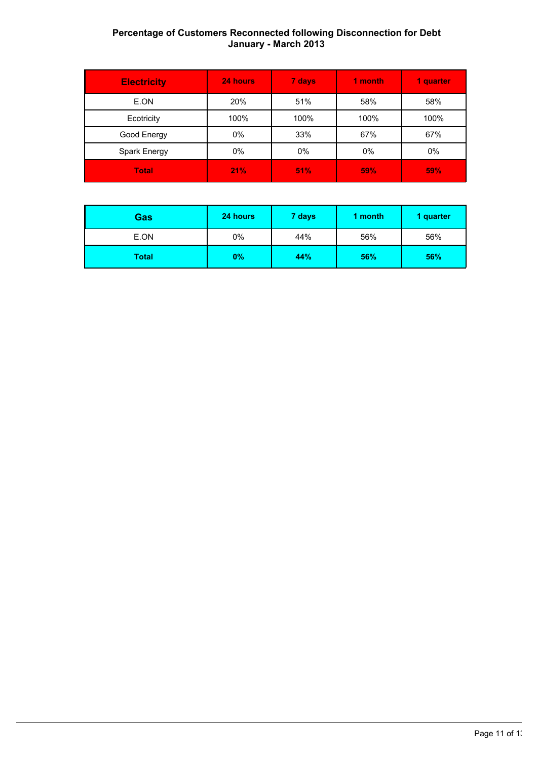# Percentage of Customers Reconnected following Disconnection for Debt
## January - March 2013

| Electricity | 24 hours | 7 days | 1 month | 1 quarter |
|---|---|---|---|---|
| E.ON | 20% | 51% | 58% | 58% |
| Ecotricity | 100% | 100% | 100% | 100% |
| Good Energy | 0% | 33% | 67% | 67% |
| Spark Energy | 0% | 0% | 0% | 0% |
| **Total** | **21%** | **51%** | **59%** | **59%** |

| Gas | 24 hours | 7 days | 1 month | 1 quarter |
|---|---|---|---|---|
| E.ON | 0% | 44% | 56% | 56% |
| **Total** | **0%** | **44%** | **56%** | **56%** |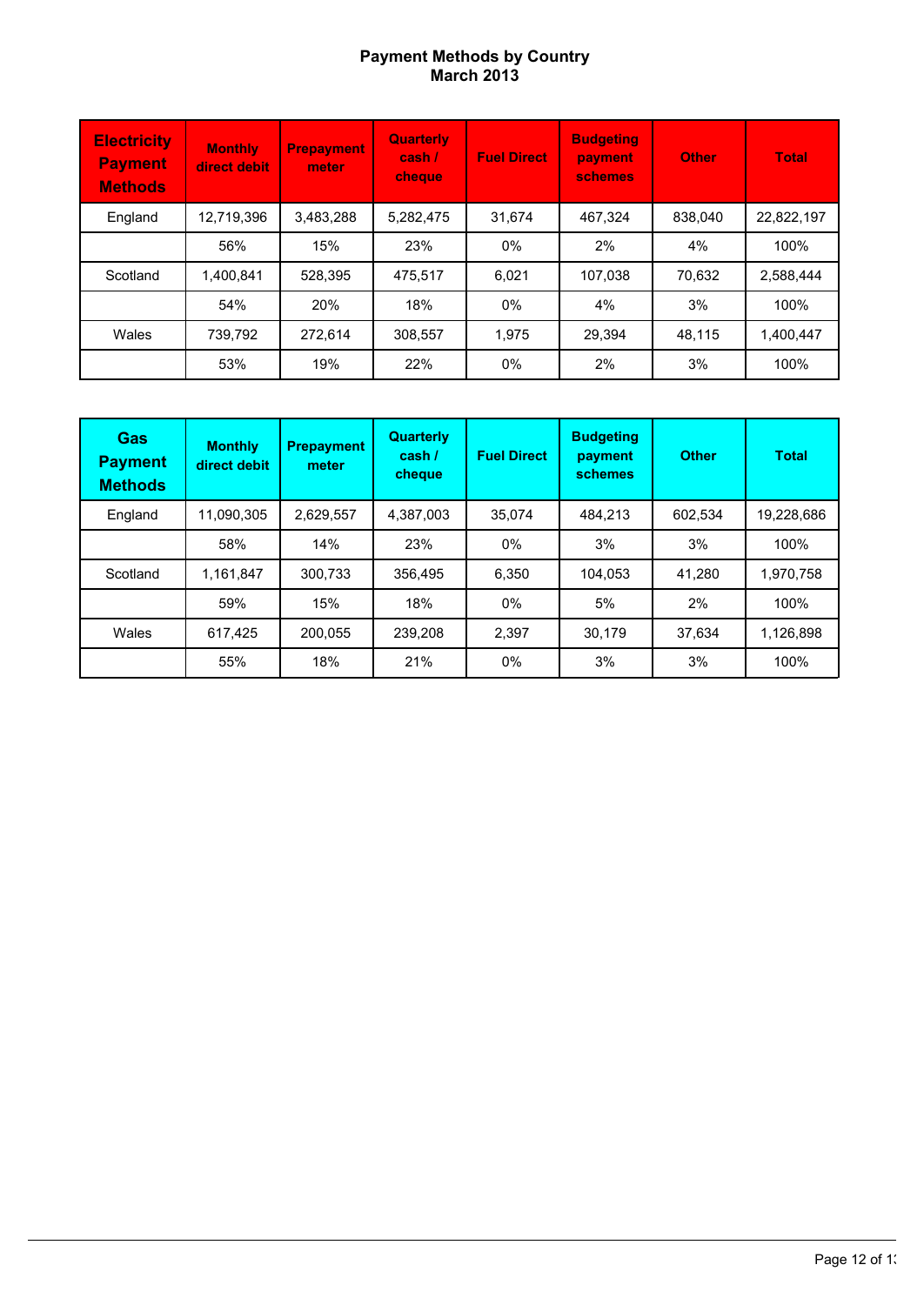## Payment Methods by Country
## March 2013

| Electricity Payment Methods | Monthly direct debit | Prepayment meter | Quarterly cash / cheque | Fuel Direct | Budgeting payment schemes | Other | Total |
|---|---|---|---|---|---|---|---|
| England | 12,719,396 | 3,483,288 | 5,282,475 | 31,674 | 467,324 | 838,040 | 22,822,197 |
| | 56% | 15% | 23% | 0% | 2% | 4% | 100% |
| Scotland | 1,400,841 | 528,395 | 475,517 | 6,021 | 107,038 | 70,632 | 2,588,444 |
| | 54% | 20% | 18% | 0% | 4% | 3% | 100% |
| Wales | 739,792 | 272,614 | 308,557 | 1,975 | 29,394 | 48,115 | 1,400,447 |
| | 53% | 19% | 22% | 0% | 2% | 3% | 100% |

| Gas Payment Methods | Monthly direct debit | Prepayment meter | Quarterly cash / cheque | Fuel Direct | Budgeting payment schemes | Other | Total |
|---|---|---|---|---|---|---|---|
| England | 11,090,305 | 2,629,557 | 4,387,003 | 35,074 | 484,213 | 602,534 | 19,228,686 |
| | 58% | 14% | 23% | 0% | 3% | 3% | 100% |
| Scotland | 1,161,847 | 300,733 | 356,495 | 6,350 | 104,053 | 41,280 | 1,970,758 |
| | 59% | 15% | 18% | 0% | 5% | 2% | 100% |
| Wales | 617,425 | 200,055 | 239,208 | 2,397 | 30,179 | 37,634 | 1,126,898 |
| | 55% | 18% | 21% | 0% | 3% | 3% | 100% |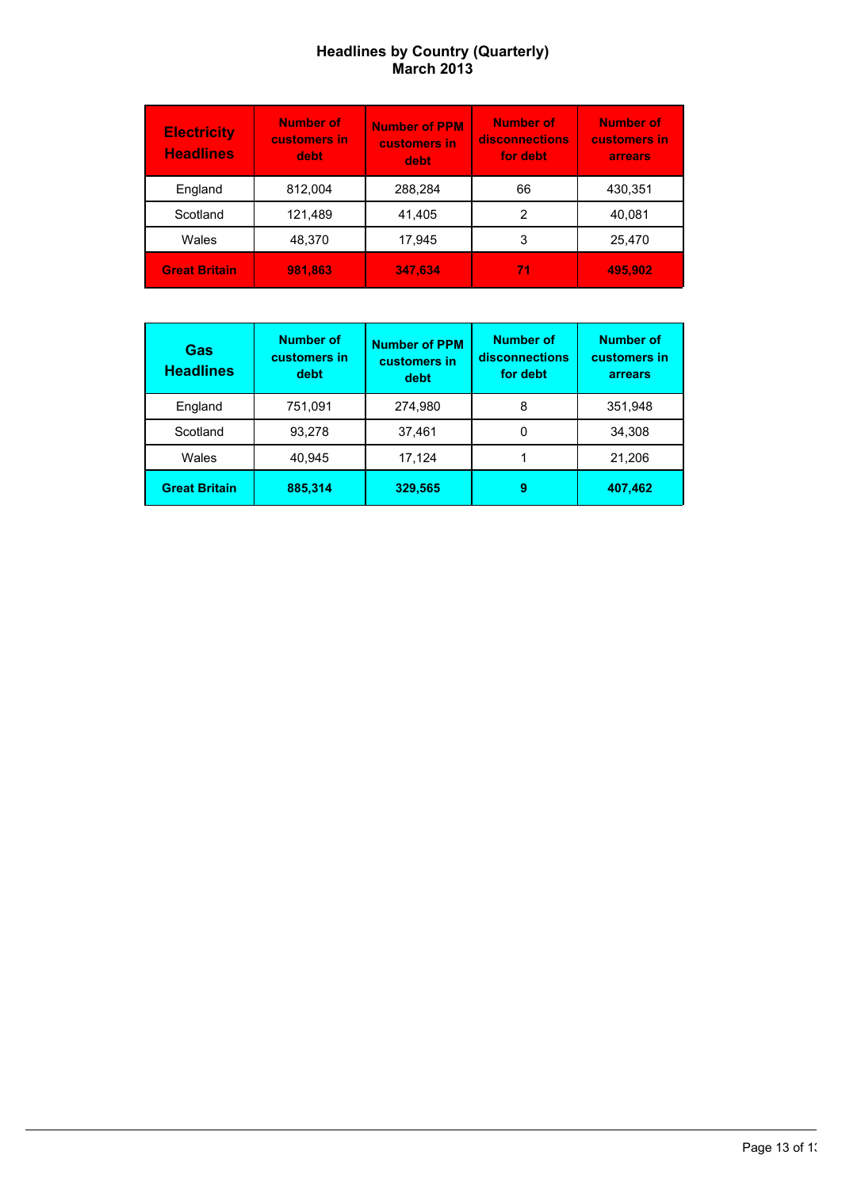# Headlines by Country (Quarterly)
## March 2013

| Electricity Headlines | Number of customers in debt | Number of PPM customers in debt | Number of disconnections for debt | Number of customers in arrears |
|---|---|---|---|---|
| England | 812,004 | 288,284 | 66 | 430,351 |
| Scotland | 121,489 | 41,405 | 2 | 40,081 |
| Wales | 48,370 | 17,945 | 3 | 25,470 |
| **Great Britain** | **981,863** | **347,634** | **71** | **495,902** |

| Gas Headlines | Number of customers in debt | Number of PPM customers in debt | Number of disconnections for debt | Number of customers in arrears |
|---|---|---|---|---|
| England | 751,091 | 274,980 | 8 | 351,948 |
| Scotland | 93,278 | 37,461 | 0 | 34,308 |
| Wales | 40,945 | 17,124 | 1 | 21,206 |
| **Great Britain** | **885,314** | **329,565** | **9** | **407,462** |